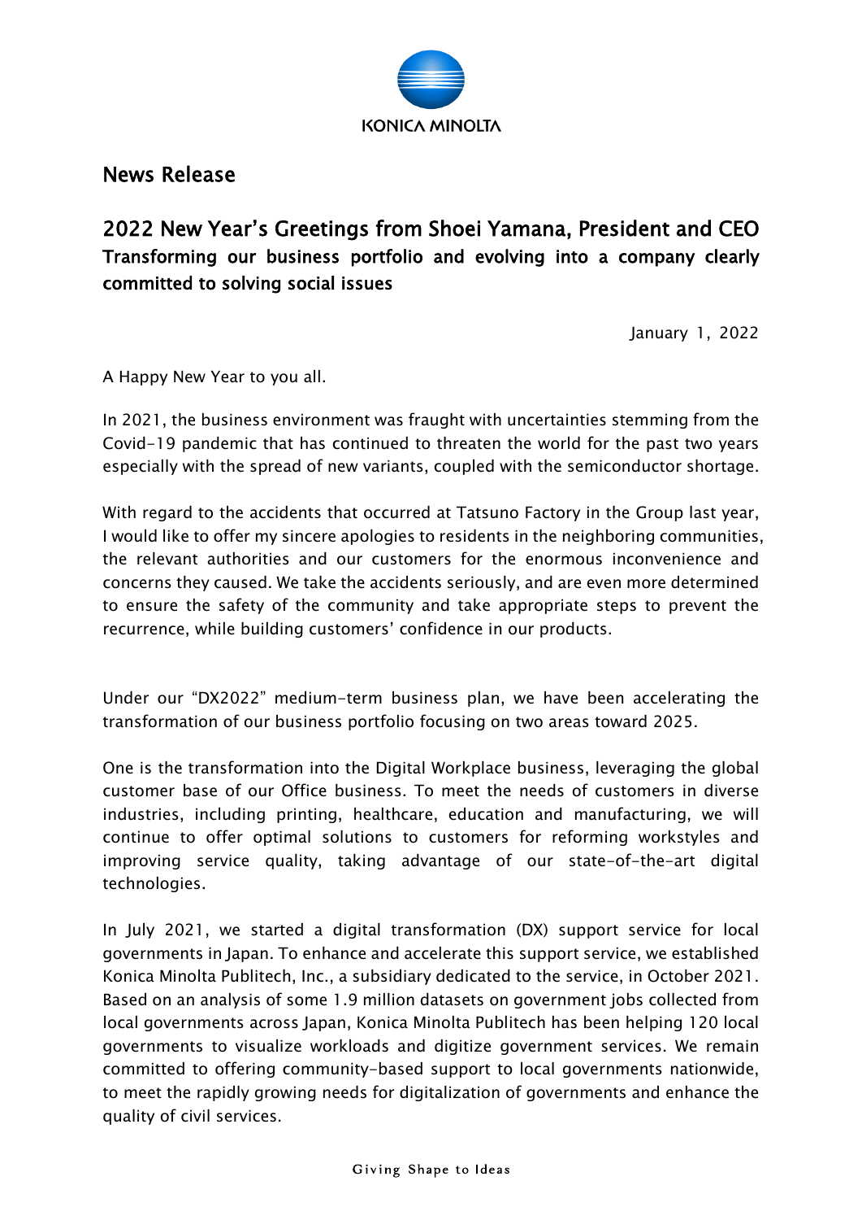# News Release

## 2022 New Year's Greetings from Shoei Yamana, President and CEO

### Transforming our business portfolio and evolving into a company clearly committed to solving social issues

January 1, 2022

A Happy New Year to you all.

In 2021, the business environment was fraught with uncertainties stemming from the Covid-19 pandemic that has continued to threaten the world for the past two years especially with the spread of new variants, coupled with the semiconductor shortage.

With regard to the accidents that occurred at Tatsuno Factory in the Group last year, I would like to offer my sincere apologies to residents in the neighboring communities, the relevant authorities and our customers for the enormous inconvenience and concerns they caused. We take the accidents seriously, and are even more determined to ensure the safety of the community and take appropriate steps to prevent the recurrence, while building customers' confidence in our products.

Under our "DX2022" medium-term business plan, we have been accelerating the transformation of our business portfolio focusing on two areas toward 2025.

One is the transformation into the Digital Workplace business, leveraging the global customer base of our Office business. To meet the needs of customers in diverse industries, including printing, healthcare, education and manufacturing, we will continue to offer optimal solutions to customers for reforming workstyles and improving service quality, taking advantage of our state-of-the-art digital technologies.

In July 2021, we started a digital transformation (DX) support service for local governments in Japan. To enhance and accelerate this support service, we established Konica Minolta Publitech, Inc., a subsidiary dedicated to the service, in October 2021. Based on an analysis of some 1.9 million datasets on government jobs collected from local governments across Japan, Konica Minolta Publitech has been helping 120 local governments to visualize workloads and digitize government services. We remain committed to offering community-based support to local governments nationwide, to meet the rapidly growing needs for digitalization of governments and enhance the quality of civil services.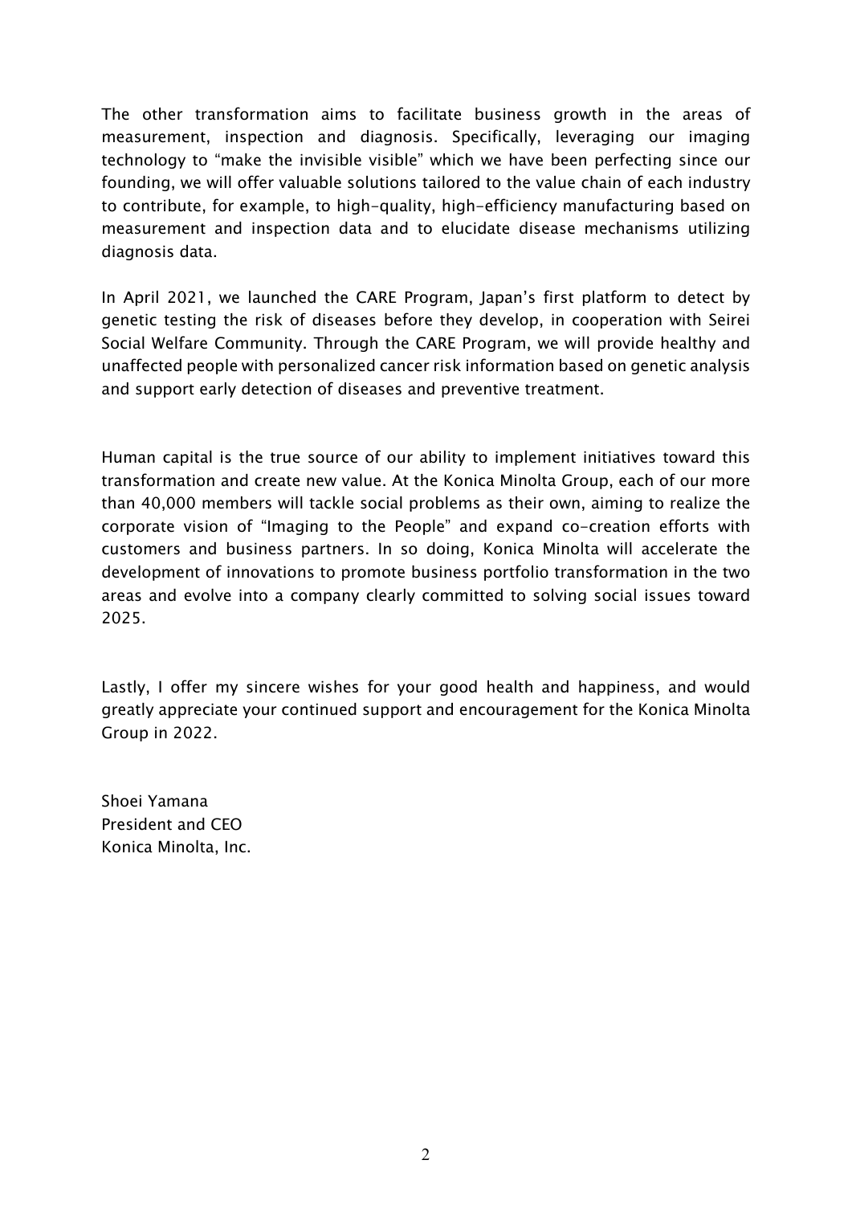The other transformation aims to facilitate business growth in the areas of measurement, inspection and diagnosis. Specifically, leveraging our imaging technology to "make the invisible visible" which we have been perfecting since our founding, we will offer valuable solutions tailored to the value chain of each industry to contribute, for example, to high-quality, high-efficiency manufacturing based on measurement and inspection data and to elucidate disease mechanisms utilizing diagnosis data.

In April 2021, we launched the CARE Program, Japan's first platform to detect by genetic testing the risk of diseases before they develop, in cooperation with Seirei Social Welfare Community. Through the CARE Program, we will provide healthy and unaffected people with personalized cancer risk information based on genetic analysis and support early detection of diseases and preventive treatment.

Human capital is the true source of our ability to implement initiatives toward this transformation and create new value. At the Konica Minolta Group, each of our more than 40,000 members will tackle social problems as their own, aiming to realize the corporate vision of "Imaging to the People" and expand co-creation efforts with customers and business partners. In so doing, Konica Minolta will accelerate the development of innovations to promote business portfolio transformation in the two areas and evolve into a company clearly committed to solving social issues toward 2025.

Lastly, I offer my sincere wishes for your good health and happiness, and would greatly appreciate your continued support and encouragement for the Konica Minolta Group in 2022.

Shoei Yamana
President and CEO
Konica Minolta, Inc.